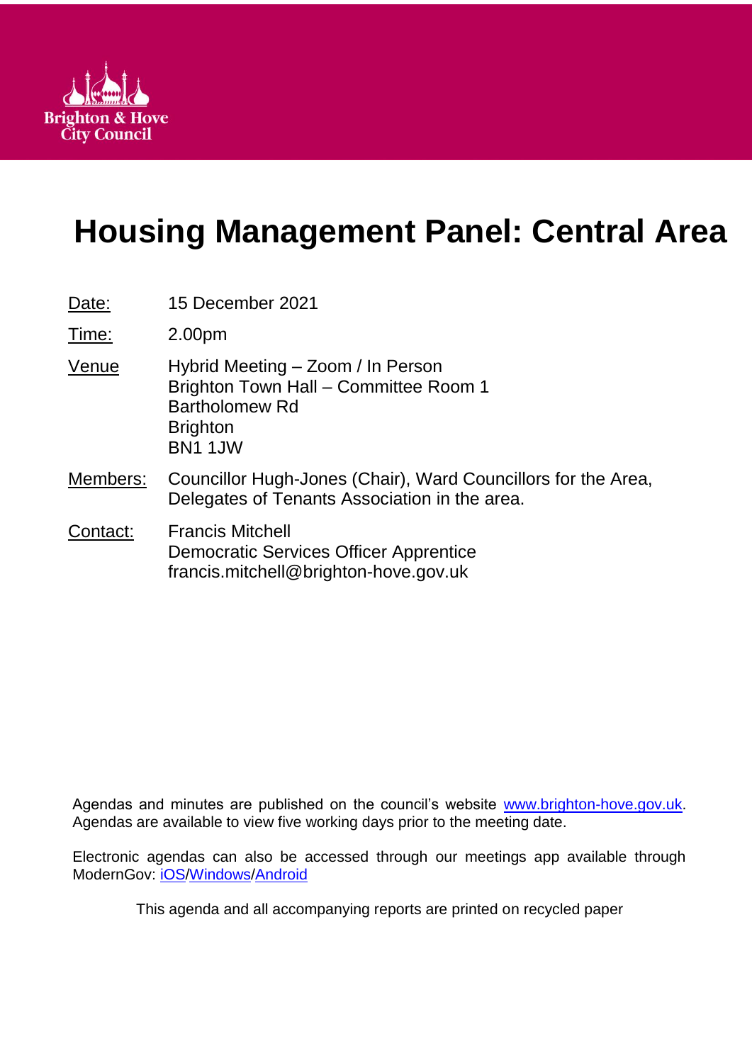Brighton & Hove City Council

# Housing Management Panel: Central Area

| | |
|---|---|
| Date: | 15 December 2021 |
| Time: | 2.00pm |
| Venue | Hybrid Meeting – Zoom / In Person<br>Brighton Town Hall – Committee Room 1<br>Bartholomew Rd<br>Brighton<br>BN1 1JW |
| Members: | Councillor Hugh-Jones (Chair), Ward Councillors for the Area, Delegates of Tenants Association in the area. |
| Contact: | Francis Mitchell<br>Democratic Services Officer Apprentice<br>francis.mitchell@brighton-hove.gov.uk |

Agendas and minutes are published on the council's website www.brighton-hove.gov.uk. Agendas are available to view five working days prior to the meeting date.

Electronic agendas can also be accessed through our meetings app available through ModernGov: iOS/Windows/Android

This agenda and all accompanying reports are printed on recycled paper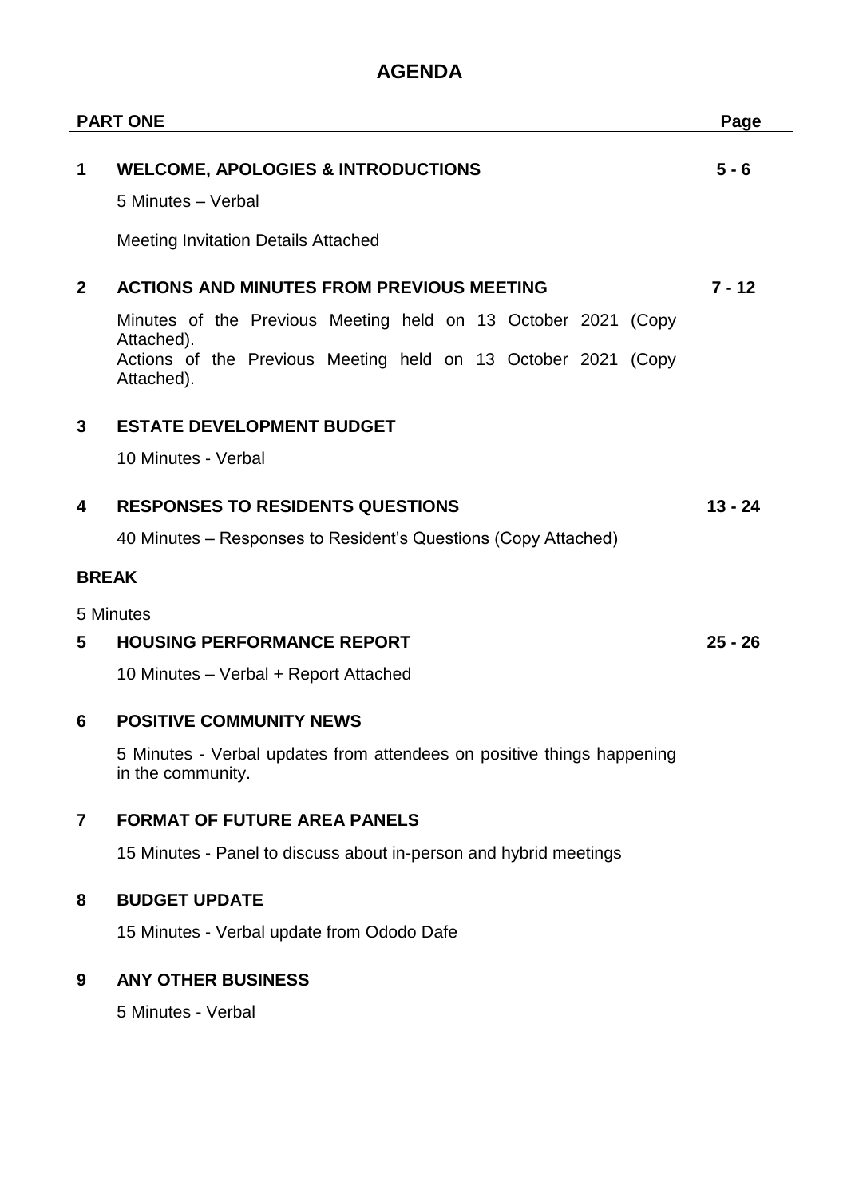# AGENDA

| PART ONE | | Page |
|---|---|---|
| **1** | **WELCOME, APOLOGIES & INTRODUCTIONS**<br><br>5 Minutes – Verbal<br><br>Meeting Invitation Details Attached | **5 - 6** |
| **2** | **ACTIONS AND MINUTES FROM PREVIOUS MEETING**<br><br>Minutes of the Previous Meeting held on 13 October 2021 (Copy Attached).<br>Actions of the Previous Meeting held on 13 October 2021 (Copy Attached). | **7 - 12** |
| **3** | **ESTATE DEVELOPMENT BUDGET**<br><br>10 Minutes - Verbal | |
| **4** | **RESPONSES TO RESIDENTS QUESTIONS**<br><br>40 Minutes – Responses to Resident's Questions (Copy Attached) | **13 - 24** |
| **BREAK** | | |
| 5 Minutes | | |
| **5** | **HOUSING PERFORMANCE REPORT**<br><br>10 Minutes – Verbal + Report Attached | **25 - 26** |
| **6** | **POSITIVE COMMUNITY NEWS**<br><br>5 Minutes - Verbal updates from attendees on positive things happening in the community. | |
| **7** | **FORMAT OF FUTURE AREA PANELS**<br><br>15 Minutes - Panel to discuss about in-person and hybrid meetings | |
| **8** | **BUDGET UPDATE**<br><br>15 Minutes - Verbal update from Ododo Dafe | |
| **9** | **ANY OTHER BUSINESS**<br><br>5 Minutes - Verbal | |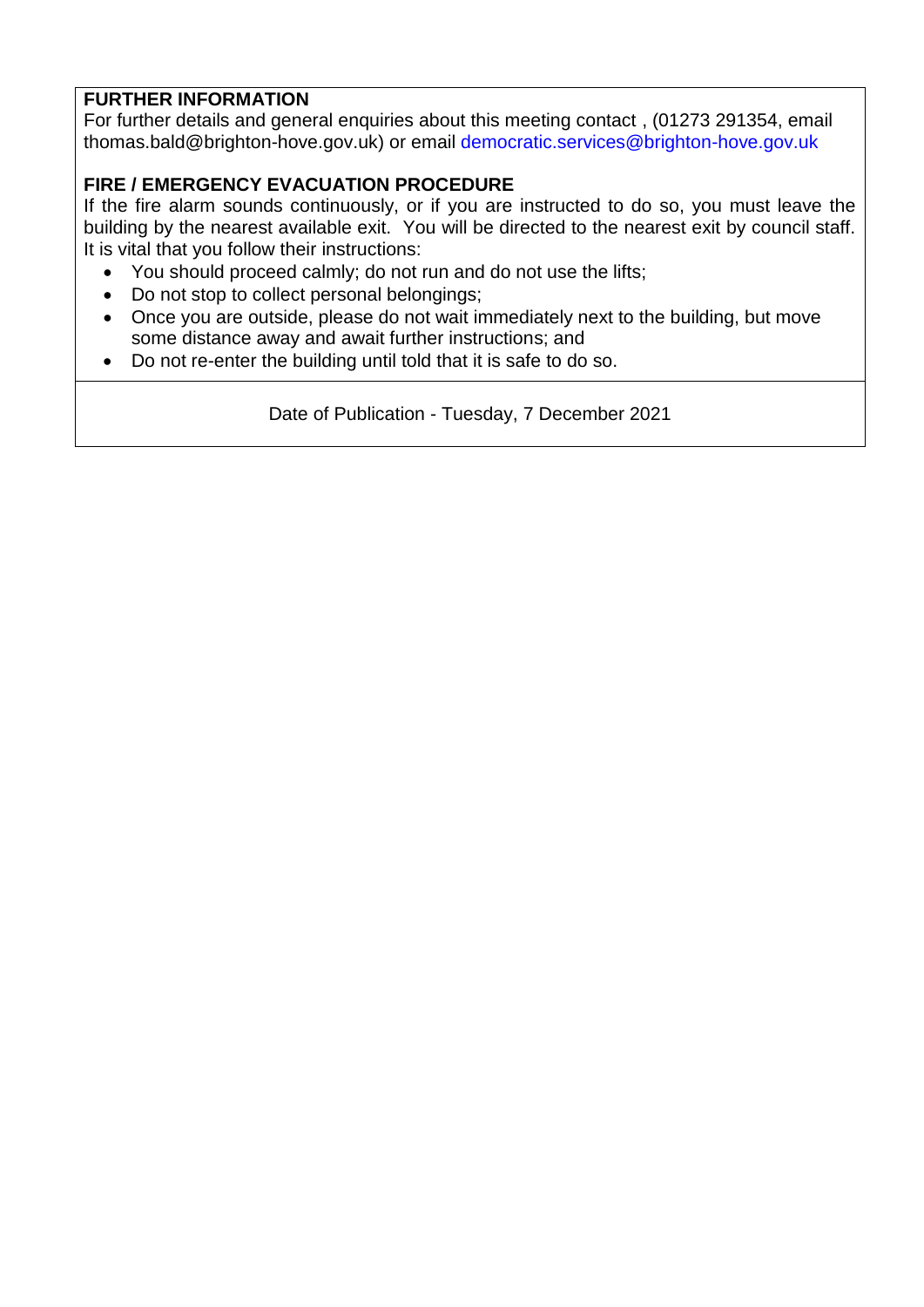**FURTHER INFORMATION**

For further details and general enquiries about this meeting contact , (01273 291354, email thomas.bald@brighton-hove.gov.uk) or email democratic.services@brighton-hove.gov.uk

**FIRE / EMERGENCY EVACUATION PROCEDURE**

If the fire alarm sounds continuously, or if you are instructed to do so, you must leave the building by the nearest available exit. You will be directed to the nearest exit by council staff. It is vital that you follow their instructions:

- You should proceed calmly; do not run and do not use the lifts;
- Do not stop to collect personal belongings;
- Once you are outside, please do not wait immediately next to the building, but move some distance away and await further instructions; and
- Do not re-enter the building until told that it is safe to do so.

Date of Publication - Tuesday, 7 December 2021